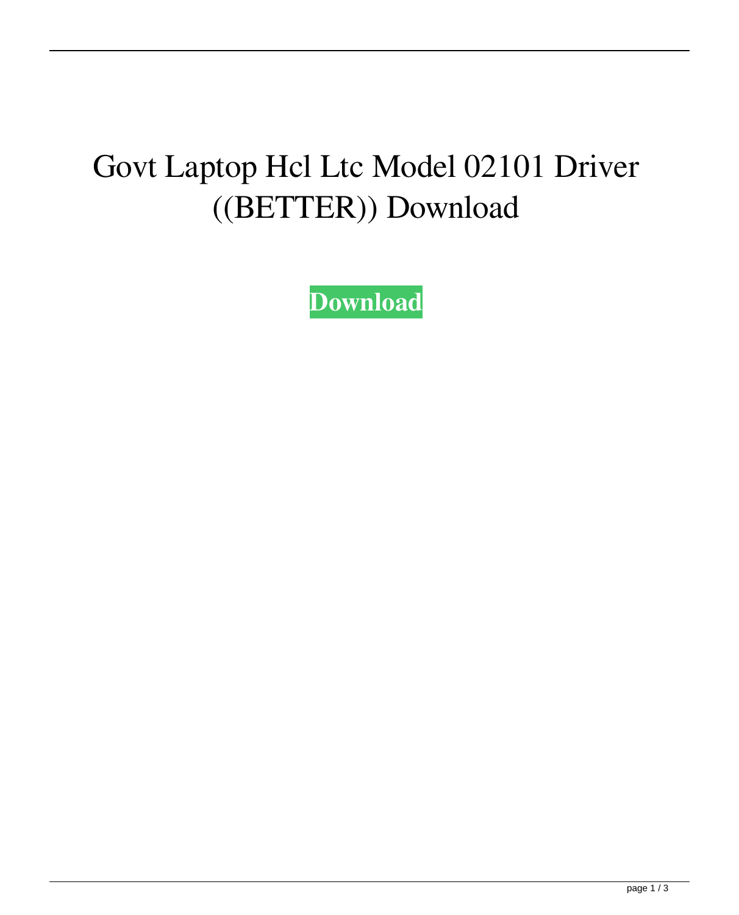# Govt Laptop Hcl Ltc Model 02101 Driver ((BETTER)) Download

**Download**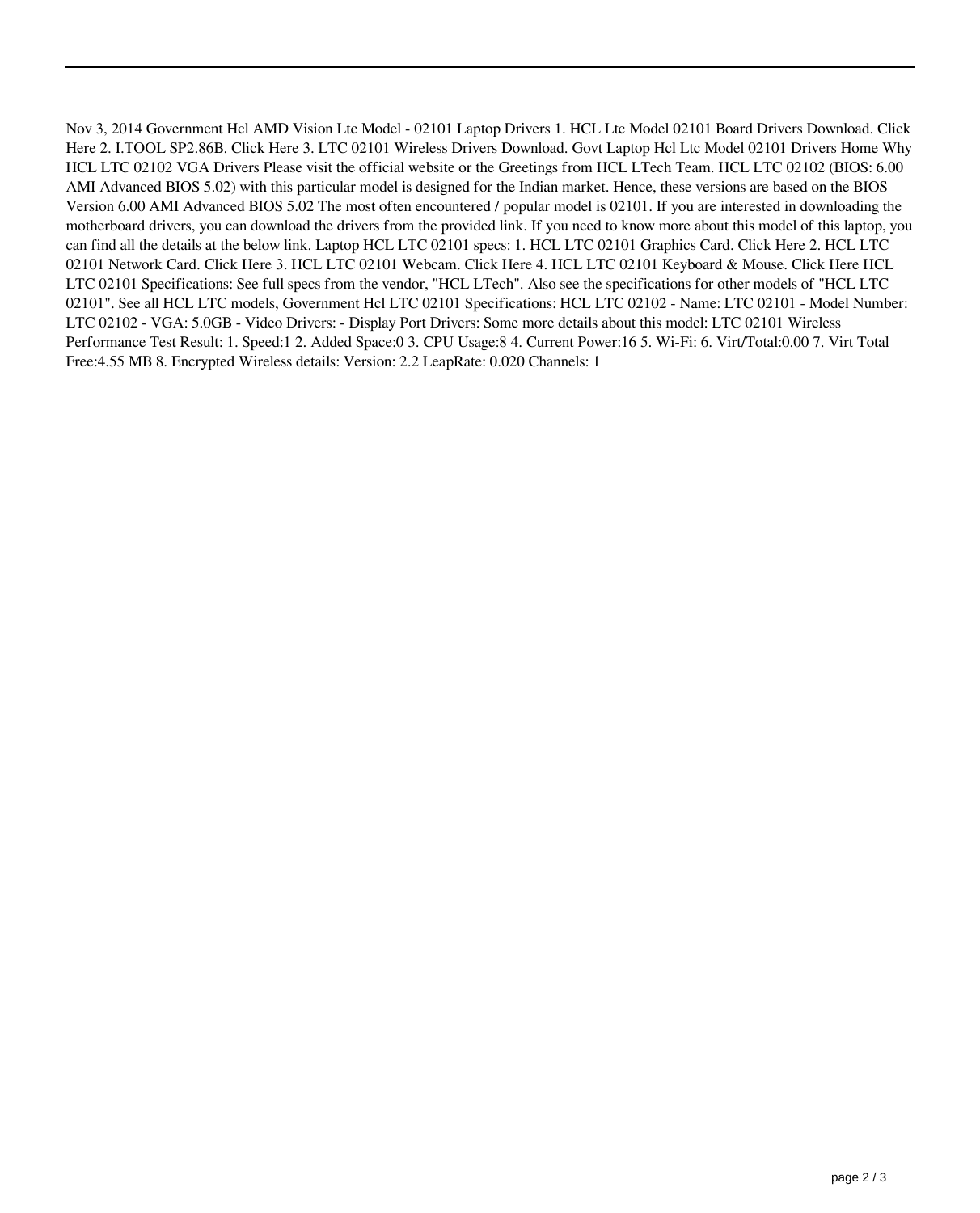Nov 3, 2014 Government Hcl AMD Vision Ltc Model - 02101 Laptop Drivers 1. HCL Ltc Model 02101 Board Drivers Download. Click Here 2. I.TOOL SP2.86B. Click Here 3. LTC 02101 Wireless Drivers Download. Govt Laptop Hcl Ltc Model 02101 Drivers Home Why HCL LTC 02102 VGA Drivers Please visit the official website or the Greetings from HCL LTech Team. HCL LTC 02102 (BIOS: 6.00 AMI Advanced BIOS 5.02) with this particular model is designed for the Indian market. Hence, these versions are based on the BIOS Version 6.00 AMI Advanced BIOS 5.02 The most often encountered / popular model is 02101. If you are interested in downloading the motherboard drivers, you can download the drivers from the provided link. If you need to know more about this model of this laptop, you can find all the details at the below link. Laptop HCL LTC 02101 specs: 1. HCL LTC 02101 Graphics Card. Click Here 2. HCL LTC 02101 Network Card. Click Here 3. HCL LTC 02101 Webcam. Click Here 4. HCL LTC 02101 Keyboard & Mouse. Click Here HCL LTC 02101 Specifications: See full specs from the vendor, "HCL LTech". Also see the specifications for other models of "HCL LTC 02101". See all HCL LTC models, Government Hcl LTC 02101 Specifications: HCL LTC 02102 - Name: LTC 02101 - Model Number: LTC 02102 - VGA: 5.0GB - Video Drivers: - Display Port Drivers: Some more details about this model: LTC 02101 Wireless Performance Test Result: 1. Speed:1 2. Added Space:0 3. CPU Usage:8 4. Current Power:16 5. Wi-Fi: 6. Virt/Total:0.00 7. Virt Total Free:4.55 MB 8. Encrypted Wireless details: Version: 2.2 LeapRate: 0.020 Channels: 1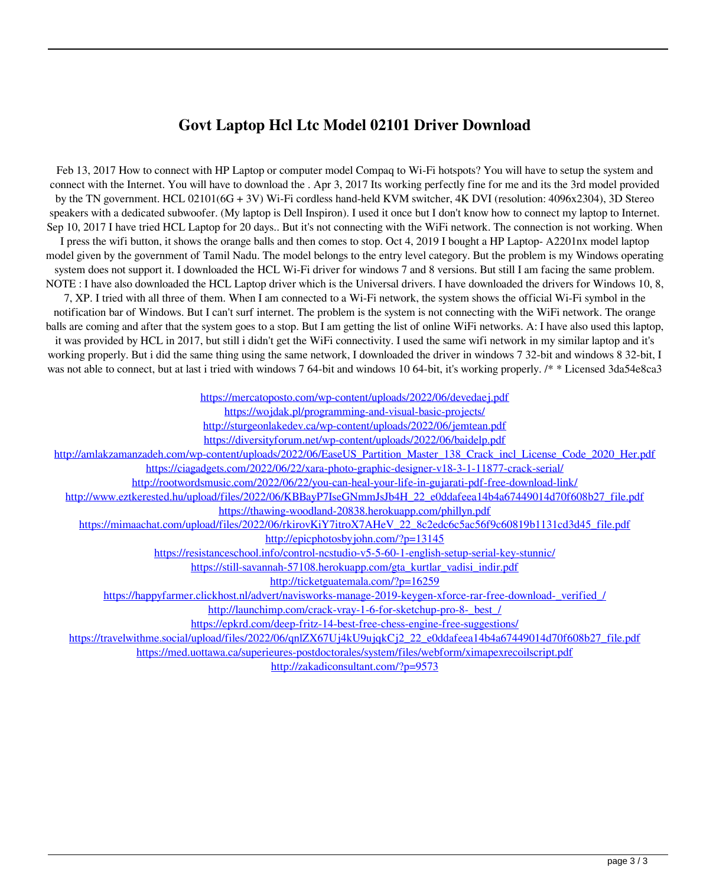# Govt Laptop Hcl Ltc Model 02101 Driver Download

Feb 13, 2017 How to connect with HP Laptop or computer model Compaq to Wi-Fi hotspots? You will have to setup the system and connect with the Internet. You will have to download the . Apr 3, 2017 Its working perfectly fine for me and its the 3rd model provided by the TN government. HCL 02101(6G + 3V) Wi-Fi cordless hand-held KVM switcher, 4K DVI (resolution: 4096x2304), 3D Stereo speakers with a dedicated subwoofer. (My laptop is Dell Inspiron). I used it once but I don't know how to connect my laptop to Internet. Sep 10, 2017 I have tried HCL Laptop for 20 days.. But it's not connecting with the WiFi network. The connection is not working. When I press the wifi button, it shows the orange balls and then comes to stop. Oct 4, 2019 I bought a HP Laptop- A2201nx model laptop model given by the government of Tamil Nadu. The model belongs to the entry level category. But the problem is my Windows operating system does not support it. I downloaded the HCL Wi-Fi driver for windows 7 and 8 versions. But still I am facing the same problem. NOTE : I have also downloaded the HCL Laptop driver which is the Universal drivers. I have downloaded the drivers for Windows 10, 8, 7, XP. I tried with all three of them. When I am connected to a Wi-Fi network, the system shows the official Wi-Fi symbol in the notification bar of Windows. But I can't surf internet. The problem is the system is not connecting with the WiFi network. The orange balls are coming and after that the system goes to a stop. But I am getting the list of online WiFi networks. A: I have also used this laptop, it was provided by HCL in 2017, but still i didn't get the WiFi connectivity. I used the same wifi network in my similar laptop and it's working properly. But i did the same thing using the same network, I downloaded the driver in windows 7 32-bit and windows 8 32-bit, I was not able to connect, but at last i tried with windows 7 64-bit and windows 10 64-bit, it's working properly. /* * Licensed 3da54e8ca3

https://mercatoposto.com/wp-content/uploads/2022/06/devedaej.pdf
https://wojdak.pl/programming-and-visual-basic-projects/
http://sturgeonlakedev.ca/wp-content/uploads/2022/06/jemtean.pdf
https://diversityforum.net/wp-content/uploads/2022/06/baidelp.pdf
http://amlakzamanzadeh.com/wp-content/uploads/2022/06/EaseUS_Partition_Master_138_Crack_incl_License_Code_2020_Her.pdf
https://ciagadgets.com/2022/06/22/xara-photo-graphic-designer-v18-3-1-11877-crack-serial/
http://rootwordsmusic.com/2022/06/22/you-can-heal-your-life-in-gujarati-pdf-free-download-link/
http://www.eztkerested.hu/upload/files/2022/06/KBBayP7IseGNmmJsJb4H_22_e0ddafeea14b4a67449014d70f608b27_file.pdf
https://thawing-woodland-20838.herokuapp.com/phillyn.pdf
https://mimaachat.com/upload/files/2022/06/rkirovKiY7itroX7AHeV_22_8c2edc6c5ac56f9c60819b1131cd3d45_file.pdf
http://epicphotosbyjohn.com/?p=13145
https://resistanceschool.info/control-ncstudio-v5-5-60-1-english-setup-serial-key-stunnic/
https://still-savannah-57108.herokuapp.com/gta_kurtlar_vadisi_indir.pdf
http://ticketguatemala.com/?p=16259
https://happyfarmer.clickhost.nl/advert/navisworks-manage-2019-keygen-xforce-rar-free-download-_verified_/
http://launchimp.com/crack-vray-1-6-for-sketchup-pro-8-_best_/
https://epkrd.com/deep-fritz-14-best-free-chess-engine-free-suggestions/
https://travelwithme.social/upload/files/2022/06/qnlZX67Uj4kU9ujqkCj2_22_e0ddafeea14b4a67449014d70f608b27_file.pdf
https://med.uottawa.ca/superieures-postdoctorales/system/files/webform/ximapexrecoilscript.pdf
http://zakadiconsultant.com/?p=9573